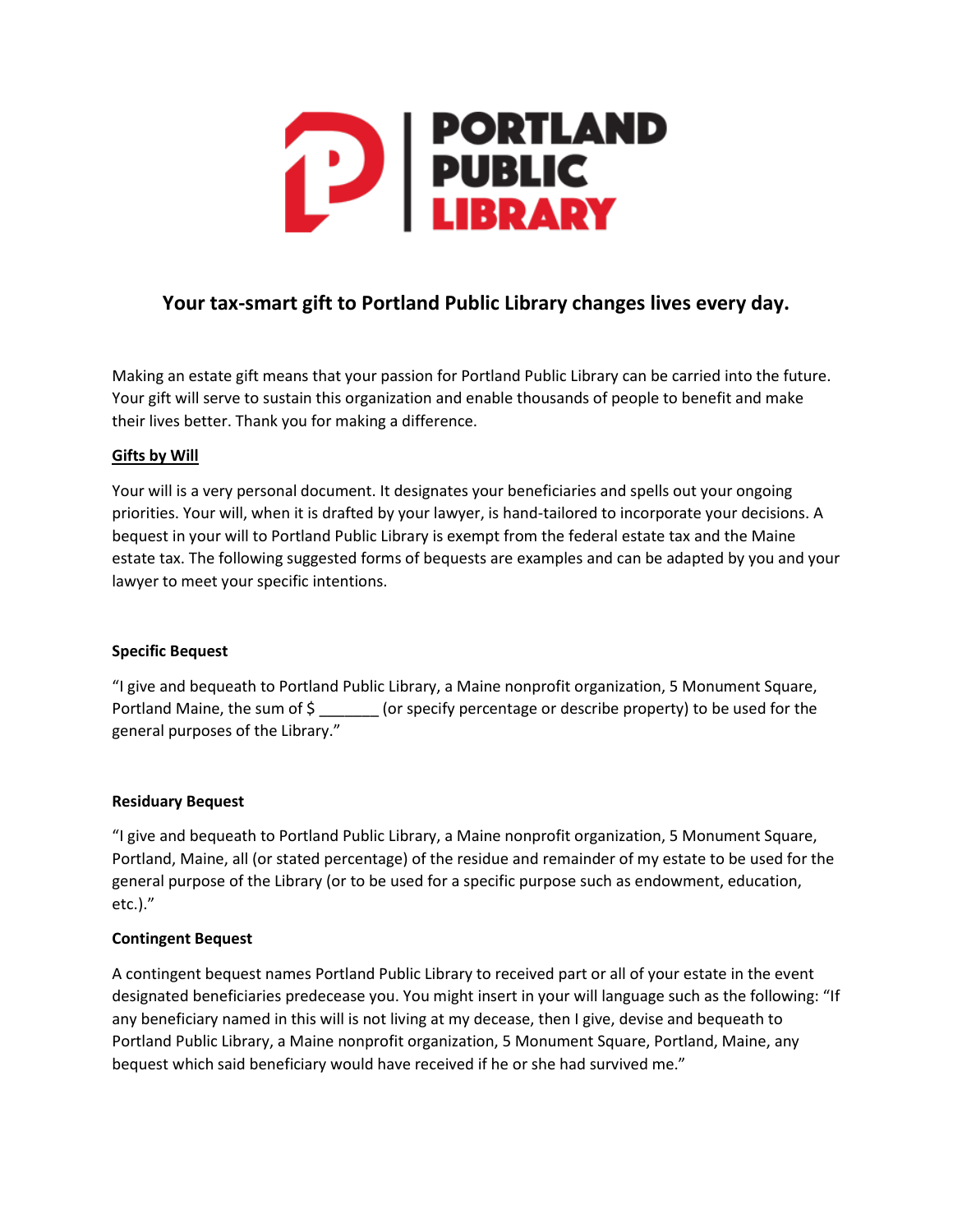# PORTLAND PUBLIC LIBRARY

## Your tax-smart gift to Portland Public Library changes lives every day.

Making an estate gift means that your passion for Portland Public Library can be carried into the future. Your gift will serve to sustain this organization and enable thousands of people to benefit and make their lives better. Thank you for making a difference.

### Gifts by Will

Your will is a very personal document. It designates your beneficiaries and spells out your ongoing priorities. Your will, when it is drafted by your lawyer, is hand-tailored to incorporate your decisions. A bequest in your will to Portland Public Library is exempt from the federal estate tax and the Maine estate tax. The following suggested forms of bequests are examples and can be adapted by you and your lawyer to meet your specific intentions.

**Specific Bequest**

"I give and bequeath to Portland Public Library, a Maine nonprofit organization, 5 Monument Square, Portland Maine, the sum of $ _______ (or specify percentage or describe property) to be used for the general purposes of the Library."

**Residuary Bequest**

"I give and bequeath to Portland Public Library, a Maine nonprofit organization, 5 Monument Square, Portland, Maine, all (or stated percentage) of the residue and remainder of my estate to be used for the general purpose of the Library (or to be used for a specific purpose such as endowment, education, etc.)."

**Contingent Bequest**

A contingent bequest names Portland Public Library to received part or all of your estate in the event designated beneficiaries predecease you. You might insert in your will language such as the following: "If any beneficiary named in this will is not living at my decease, then I give, devise and bequeath to Portland Public Library, a Maine nonprofit organization, 5 Monument Square, Portland, Maine, any bequest which said beneficiary would have received if he or she had survived me."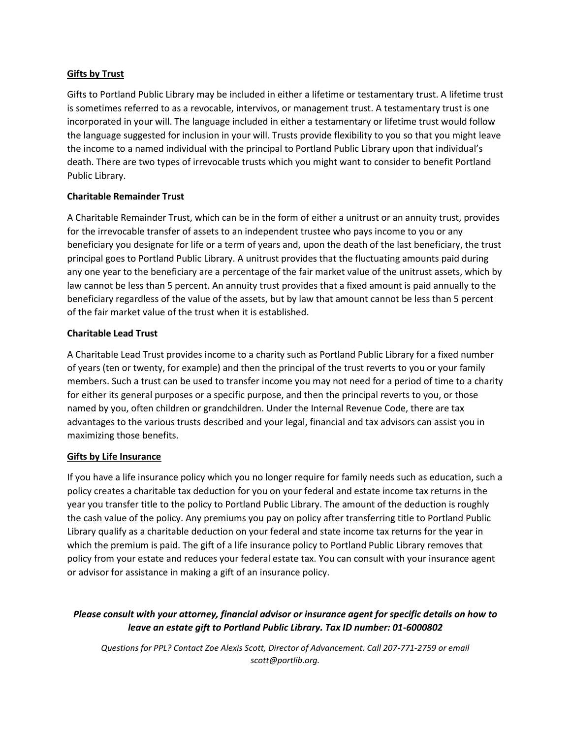## Gifts by Trust

Gifts to Portland Public Library may be included in either a lifetime or testamentary trust. A lifetime trust is sometimes referred to as a revocable, intervivos, or management trust. A testamentary trust is one incorporated in your will. The language included in either a testamentary or lifetime trust would follow the language suggested for inclusion in your will. Trusts provide flexibility to you so that you might leave the income to a named individual with the principal to Portland Public Library upon that individual's death. There are two types of irrevocable trusts which you might want to consider to benefit Portland Public Library.

### Charitable Remainder Trust

A Charitable Remainder Trust, which can be in the form of either a unitrust or an annuity trust, provides for the irrevocable transfer of assets to an independent trustee who pays income to you or any beneficiary you designate for life or a term of years and, upon the death of the last beneficiary, the trust principal goes to Portland Public Library. A unitrust provides that the fluctuating amounts paid during any one year to the beneficiary are a percentage of the fair market value of the unitrust assets, which by law cannot be less than 5 percent. An annuity trust provides that a fixed amount is paid annually to the beneficiary regardless of the value of the assets, but by law that amount cannot be less than 5 percent of the fair market value of the trust when it is established.

### Charitable Lead Trust

A Charitable Lead Trust provides income to a charity such as Portland Public Library for a fixed number of years (ten or twenty, for example) and then the principal of the trust reverts to you or your family members. Such a trust can be used to transfer income you may not need for a period of time to a charity for either its general purposes or a specific purpose, and then the principal reverts to you, or those named by you, often children or grandchildren. Under the Internal Revenue Code, there are tax advantages to the various trusts described and your legal, financial and tax advisors can assist you in maximizing those benefits.

## Gifts by Life Insurance

If you have a life insurance policy which you no longer require for family needs such as education, such a policy creates a charitable tax deduction for you on your federal and estate income tax returns in the year you transfer title to the policy to Portland Public Library. The amount of the deduction is roughly the cash value of the policy. Any premiums you pay on policy after transferring title to Portland Public Library qualify as a charitable deduction on your federal and state income tax returns for the year in which the premium is paid. The gift of a life insurance policy to Portland Public Library removes that policy from your estate and reduces your federal estate tax. You can consult with your insurance agent or advisor for assistance in making a gift of an insurance policy.

***Please consult with your attorney, financial advisor or insurance agent for specific details on how to leave an estate gift to Portland Public Library. Tax ID number: 01-6000802***

*Questions for PPL? Contact Zoe Alexis Scott, Director of Advancement. Call 207-771-2759 or email scott@portlib.org.*